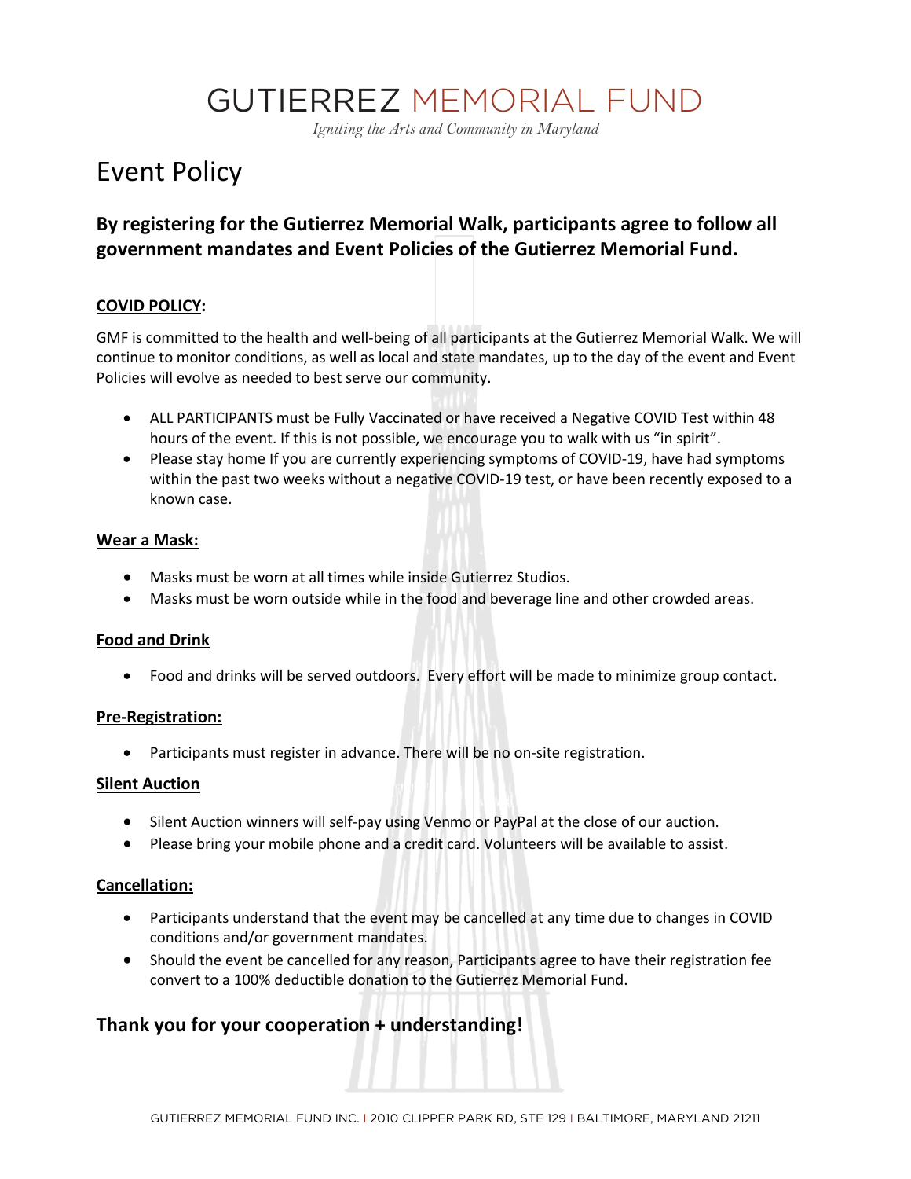# GUTIERREZ MEMORIAL FUND

*Igniting the Arts and Community in Maryland*

## Event Policy

### By registering for the Gutierrez Memorial Walk, participants agree to follow all government mandates and Event Policies of the Gutierrez Memorial Fund.

**COVID POLICY:**

GMF is committed to the health and well-being of all participants at the Gutierrez Memorial Walk. We will continue to monitor conditions, as well as local and state mandates, up to the day of the event and Event Policies will evolve as needed to best serve our community.

- ALL PARTICIPANTS must be Fully Vaccinated or have received a Negative COVID Test within 48 hours of the event. If this is not possible, we encourage you to walk with us "in spirit".
- Please stay home If you are currently experiencing symptoms of COVID-19, have had symptoms within the past two weeks without a negative COVID-19 test, or have been recently exposed to a known case.

**Wear a Mask:**

- Masks must be worn at all times while inside Gutierrez Studios.
- Masks must be worn outside while in the food and beverage line and other crowded areas.

**Food and Drink**

- Food and drinks will be served outdoors. Every effort will be made to minimize group contact.

**Pre-Registration:**

- Participants must register in advance. There will be no on-site registration.

**Silent Auction**

- Silent Auction winners will self-pay using Venmo or PayPal at the close of our auction.
- Please bring your mobile phone and a credit card. Volunteers will be available to assist.

**Cancellation:**

- Participants understand that the event may be cancelled at any time due to changes in COVID conditions and/or government mandates.
- Should the event be cancelled for any reason, Participants agree to have their registration fee convert to a 100% deductible donation to the Gutierrez Memorial Fund.

### Thank you for your cooperation + understanding!

GUTIERREZ MEMORIAL FUND INC. | 2010 CLIPPER PARK RD, STE 129 | BALTIMORE, MARYLAND 21211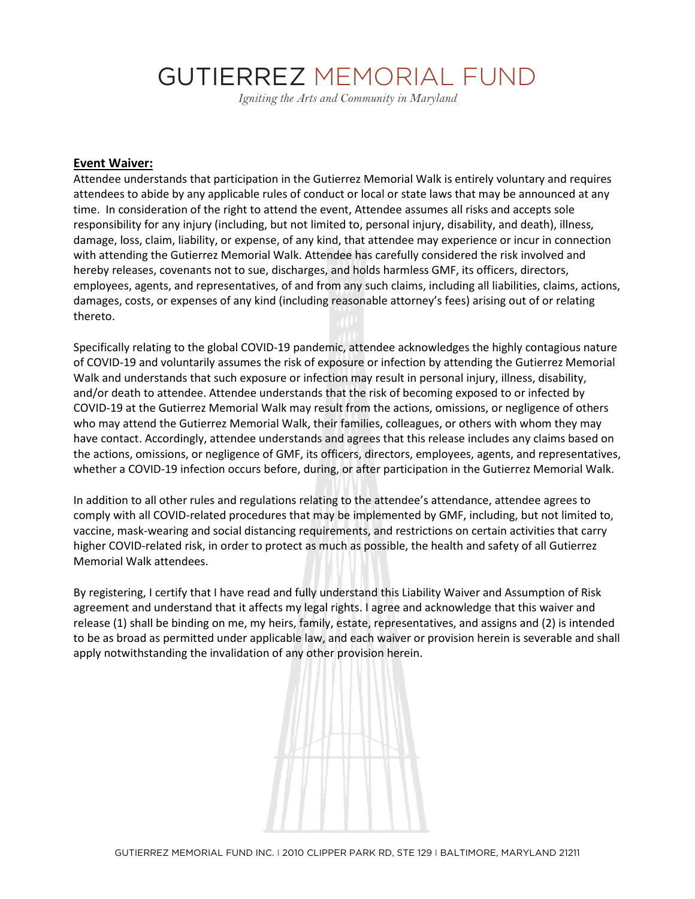# GUTIERREZ MEMORIAL FUND

*Igniting the Arts and Community in Maryland*

**Event Waiver:**

Attendee understands that participation in the Gutierrez Memorial Walk is entirely voluntary and requires attendees to abide by any applicable rules of conduct or local or state laws that may be announced at any time. In consideration of the right to attend the event, Attendee assumes all risks and accepts sole responsibility for any injury (including, but not limited to, personal injury, disability, and death), illness, damage, loss, claim, liability, or expense, of any kind, that attendee may experience or incur in connection with attending the Gutierrez Memorial Walk. Attendee has carefully considered the risk involved and hereby releases, covenants not to sue, discharges, and holds harmless GMF, its officers, directors, employees, agents, and representatives, of and from any such claims, including all liabilities, claims, actions, damages, costs, or expenses of any kind (including reasonable attorney's fees) arising out of or relating thereto.

Specifically relating to the global COVID-19 pandemic, attendee acknowledges the highly contagious nature of COVID-19 and voluntarily assumes the risk of exposure or infection by attending the Gutierrez Memorial Walk and understands that such exposure or infection may result in personal injury, illness, disability, and/or death to attendee. Attendee understands that the risk of becoming exposed to or infected by COVID-19 at the Gutierrez Memorial Walk may result from the actions, omissions, or negligence of others who may attend the Gutierrez Memorial Walk, their families, colleagues, or others with whom they may have contact. Accordingly, attendee understands and agrees that this release includes any claims based on the actions, omissions, or negligence of GMF, its officers, directors, employees, agents, and representatives, whether a COVID-19 infection occurs before, during, or after participation in the Gutierrez Memorial Walk.

In addition to all other rules and regulations relating to the attendee's attendance, attendee agrees to comply with all COVID-related procedures that may be implemented by GMF, including, but not limited to, vaccine, mask-wearing and social distancing requirements, and restrictions on certain activities that carry higher COVID-related risk, in order to protect as much as possible, the health and safety of all Gutierrez Memorial Walk attendees.

By registering, I certify that I have read and fully understand this Liability Waiver and Assumption of Risk agreement and understand that it affects my legal rights. I agree and acknowledge that this waiver and release (1) shall be binding on me, my heirs, family, estate, representatives, and assigns and (2) is intended to be as broad as permitted under applicable law, and each waiver or provision herein is severable and shall apply notwithstanding the invalidation of any other provision herein.

GUTIERREZ MEMORIAL FUND INC. | 2010 CLIPPER PARK RD, STE 129 | BALTIMORE, MARYLAND 21211